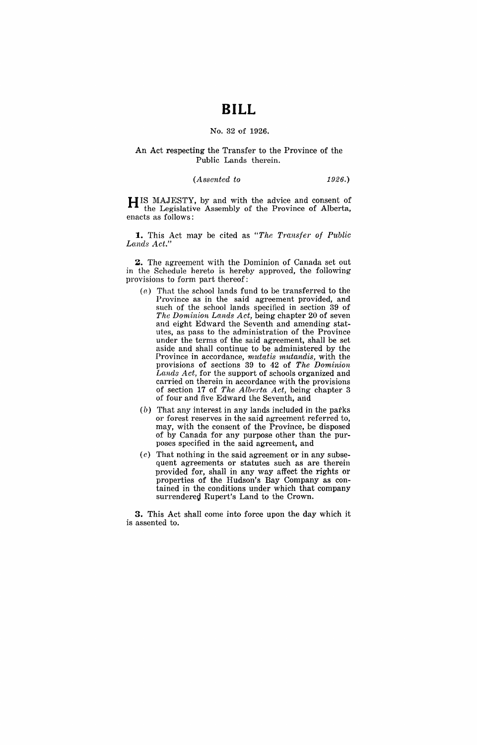# BILL

No. 32 of 1926.

An Act respecting the Transfer to the Province of the Public Lands therein.

*(Assented to 1926.)*

HIS MAJESTY, by and with the advice and consent of the Legislative Assembly of the Province of Alberta, enacts as follows:

**1.** This Act may be cited as *"The Transfer of Public Lands Act."*

**2.** The agreement with the Dominion of Canada set out in the Schedule hereto is hereby approved, the following provisions to form part thereof:

(*a*) That the school lands fund to be transferred to the Province as in the said agreement provided, and such of the school lands specified in section 39 of *The Dominion Lands Act*, being chapter 20 of seven and eight Edward the Seventh and amending statutes, as pass to the administration of the Province under the terms of the said agreement, shall be set aside and shall continue to be administered by the Province in accordance, *mutatis mutandis*, with the provisions of sections 39 to 42 of *The Dominion Lands Act*, for the support of schools organized and carried on therein in accordance with the provisions of section 17 of *The Alberta Act*, being chapter 3 of four and five Edward the Seventh, and

(*b*) That any interest in any lands included in the parks or forest reserves in the said agreement referred to, may, with the consent of the Province, be disposed of by Canada for any purpose other than the purposes specified in the said agreement, and

(*c*) That nothing in the said agreement or in any subsequent agreements or statutes such as are therein provided for, shall in any way affect the rights or properties of the Hudson's Bay Company as contained in the conditions under which that company surrendered Rupert's Land to the Crown.

**3.** This Act shall come into force upon the day which it is assented to.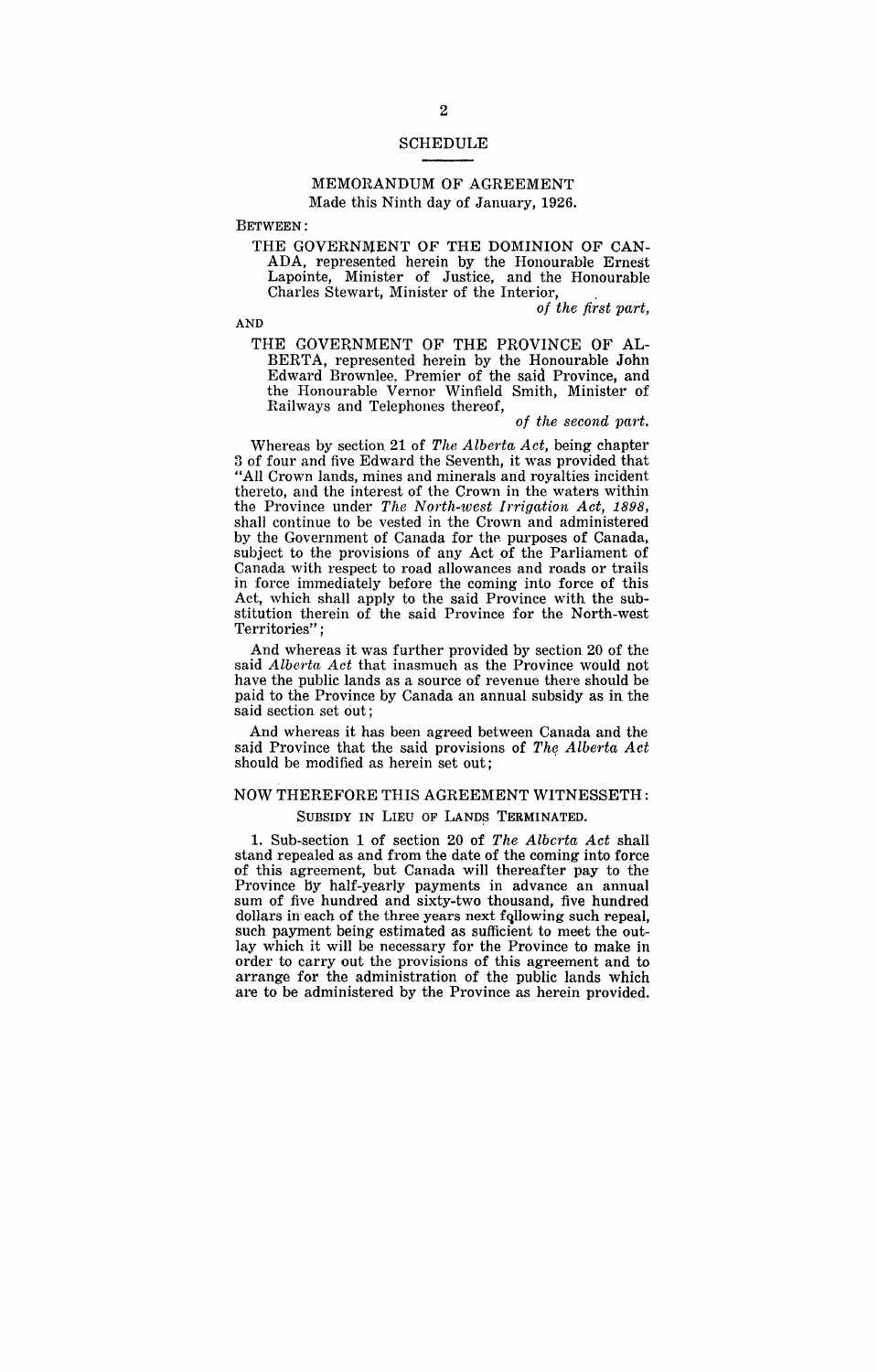## SCHEDULE

### MEMORANDUM OF AGREEMENT

Made this Ninth day of January, 1926.

BETWEEN:

THE GOVERNMENT OF THE DOMINION OF CANADA, represented herein by the Honourable Ernest Lapointe, Minister of Justice, and the Honourable Charles Stewart, Minister of the Interior,

*of the first part,*

AND

THE GOVERNMENT OF THE PROVINCE OF ALBERTA, represented herein by the Honourable John Edward Brownlee, Premier of the said Province, and the Honourable Vernor Winfield Smith, Minister of Railways and Telephones thereof,

*of the second part.*

Whereas by section 21 of *The Alberta Act*, being chapter 3 of four and five Edward the Seventh, it was provided that "All Crown lands, mines and minerals and royalties incident thereto, and the interest of the Crown in the waters within the Province under *The North-west Irrigation Act, 1898*, shall continue to be vested in the Crown and administered by the Government of Canada for the purposes of Canada, subject to the provisions of any Act of the Parliament of Canada with respect to road allowances and roads or trails in force immediately before the coming into force of this Act, which shall apply to the said Province with the substitution therein of the said Province for the North-west Territories";

And whereas it was further provided by section 20 of the said *Alberta Act* that inasmuch as the Province would not have the public lands as a source of revenue there should be paid to the Province by Canada an annual subsidy as in the said section set out;

And whereas it has been agreed between Canada and the said Province that the said provisions of *The Alberta Act* should be modified as herein set out;

NOW THEREFORE THIS AGREEMENT WITNESSETH:

SUBSIDY IN LIEU OF LANDS TERMINATED.

1. Sub-section 1 of section 20 of *The Alberta Act* shall stand repealed as and from the date of the coming into force of this agreement, but Canada will thereafter pay to the Province by half-yearly payments in advance an annual sum of five hundred and sixty-two thousand, five hundred dollars in each of the three years next following such repeal, such payment being estimated as sufficient to meet the outlay which it will be necessary for the Province to make in order to carry out the provisions of this agreement and to arrange for the administration of the public lands which are to be administered by the Province as herein provided.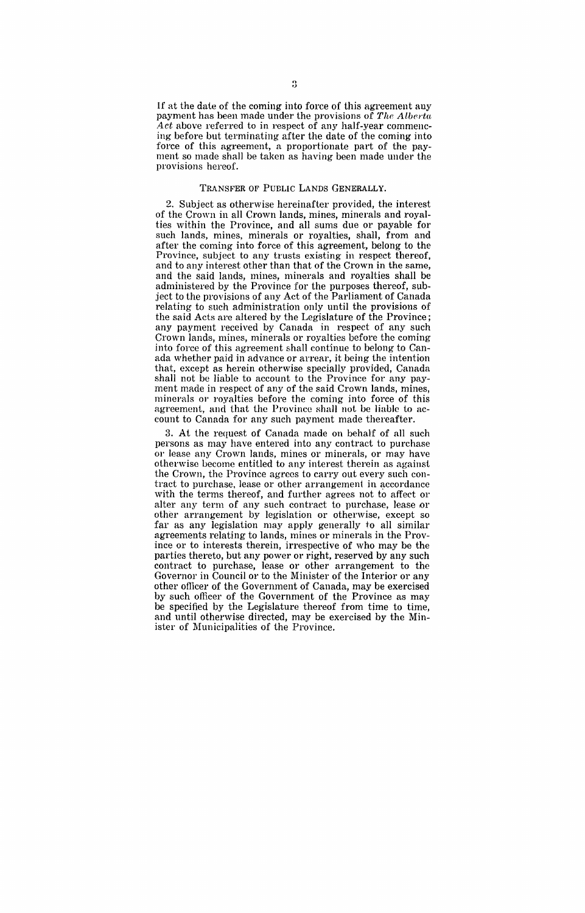If at the date of the coming into force of this agreement any payment has been made under the provisions of *The Alberta Act* above referred to in respect of any half-year commencing before but terminating after the date of the coming into force of this agreement, a proportionate part of the payment so made shall be taken as having been made under the provisions hereof.

## Transfer of Public Lands Generally.

2. Subject as otherwise hereinafter provided, the interest of the Crown in all Crown lands, mines, minerals and royalties within the Province, and all sums due or payable for such lands, mines, minerals or royalties, shall, from and after the coming into force of this agreement, belong to the Province, subject to any trusts existing in respect thereof, and to any interest other than that of the Crown in the same, and the said lands, mines, minerals and royalties shall be administered by the Province for the purposes thereof, subject to the provisions of any Act of the Parliament of Canada relating to such administration only until the provisions of the said Acts are altered by the Legislature of the Province; any payment received by Canada in respect of any such Crown lands, mines, minerals or royalties before the coming into force of this agreement shall continue to belong to Canada whether paid in advance or arrear, it being the intention that, except as herein otherwise specially provided, Canada shall not be liable to account to the Province for any payment made in respect of any of the said Crown lands, mines, minerals or royalties before the coming into force of this agreement, and that the Province shall not be liable to account to Canada for any such payment made thereafter.

3. At the request of Canada made on behalf of all such persons as may have entered into any contract to purchase or lease any Crown lands, mines or minerals, or may have otherwise become entitled to any interest therein as against the Crown, the Province agrees to carry out every such contract to purchase, lease or other arrangement in accordance with the terms thereof, and further agrees not to affect or alter any term of any such contract to purchase, lease or other arrangement by legislation or otherwise, except so far as any legislation may apply generally to all similar agreements relating to lands, mines or minerals in the Province or to interests therein, irrespective of who may be the parties thereto, but any power or right, reserved by any such contract to purchase, lease or other arrangement to the Governor in Council or to the Minister of the Interior or any other officer of the Government of Canada, may be exercised by such officer of the Government of the Province as may be specified by the Legislature thereof from time to time, and until otherwise directed, may be exercised by the Minister of Municipalities of the Province.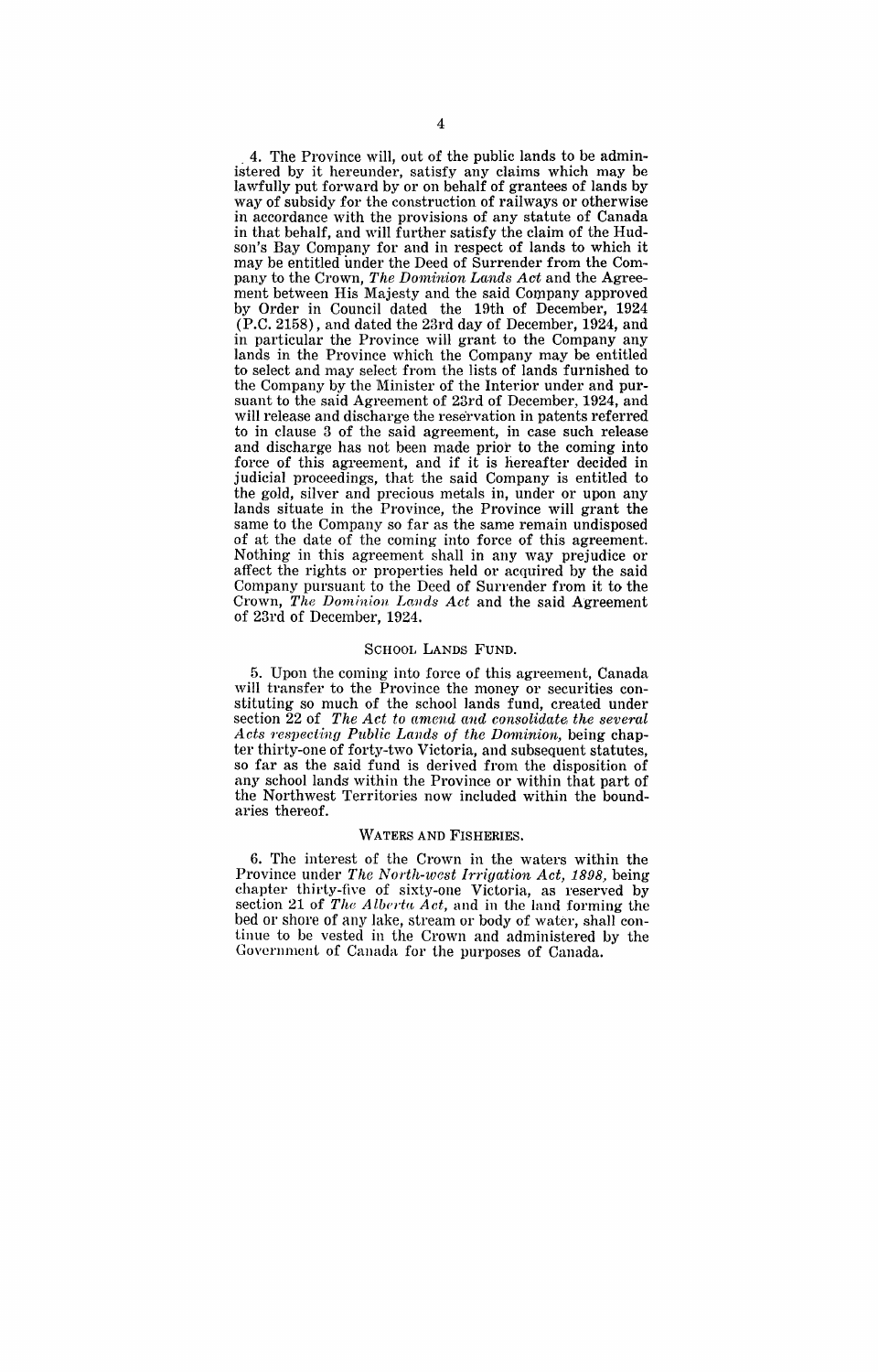4. The Province will, out of the public lands to be administered by it hereunder, satisfy any claims which may be lawfully put forward by or on behalf of grantees of lands by way of subsidy for the construction of railways or otherwise in accordance with the provisions of any statute of Canada in that behalf, and will further satisfy the claim of the Hudson's Bay Company for and in respect of lands to which it may be entitled under the Deed of Surrender from the Company to the Crown, *The Dominion Lands Act* and the Agreement between His Majesty and the said Company approved by Order in Council dated the 19th of December, 1924 (P.C. 2158), and dated the 23rd day of December, 1924, and in particular the Province will grant to the Company any lands in the Province which the Company may be entitled to select and may select from the lists of lands furnished to the Company by the Minister of the Interior under and pursuant to the said Agreement of 23rd of December, 1924, and will release and discharge the reservation in patents referred to in clause 3 of the said agreement, in case such release and discharge has not been made prior to the coming into force of this agreement, and if it is hereafter decided in judicial proceedings, that the said Company is entitled to the gold, silver and precious metals in, under or upon any lands situate in the Province, the Province will grant the same to the Company so far as the same remain undisposed of at the date of the coming into force of this agreement. Nothing in this agreement shall in any way prejudice or affect the rights or properties held or acquired by the said Company pursuant to the Deed of Surrender from it to the Crown, *The Dominion Lands Act* and the said Agreement of 23rd of December, 1924.

### School Lands Fund.

5. Upon the coming into force of this agreement, Canada will transfer to the Province the money or securities constituting so much of the school lands fund, created under section 22 of *The Act to amend and consolidate the several Acts respecting Public Lands of the Dominion*, being chapter thirty-one of forty-two Victoria, and subsequent statutes, so far as the said fund is derived from the disposition of any school lands within the Province or within that part of the Northwest Territories now included within the boundaries thereof.

### Waters and Fisheries.

6. The interest of the Crown in the waters within the Province under *The North-west Irrigation Act, 1898*, being chapter thirty-five of sixty-one Victoria, as reserved by section 21 of *The Alberta Act*, and in the land forming the bed or shore of any lake, stream or body of water, shall continue to be vested in the Crown and administered by the Government of Canada for the purposes of Canada.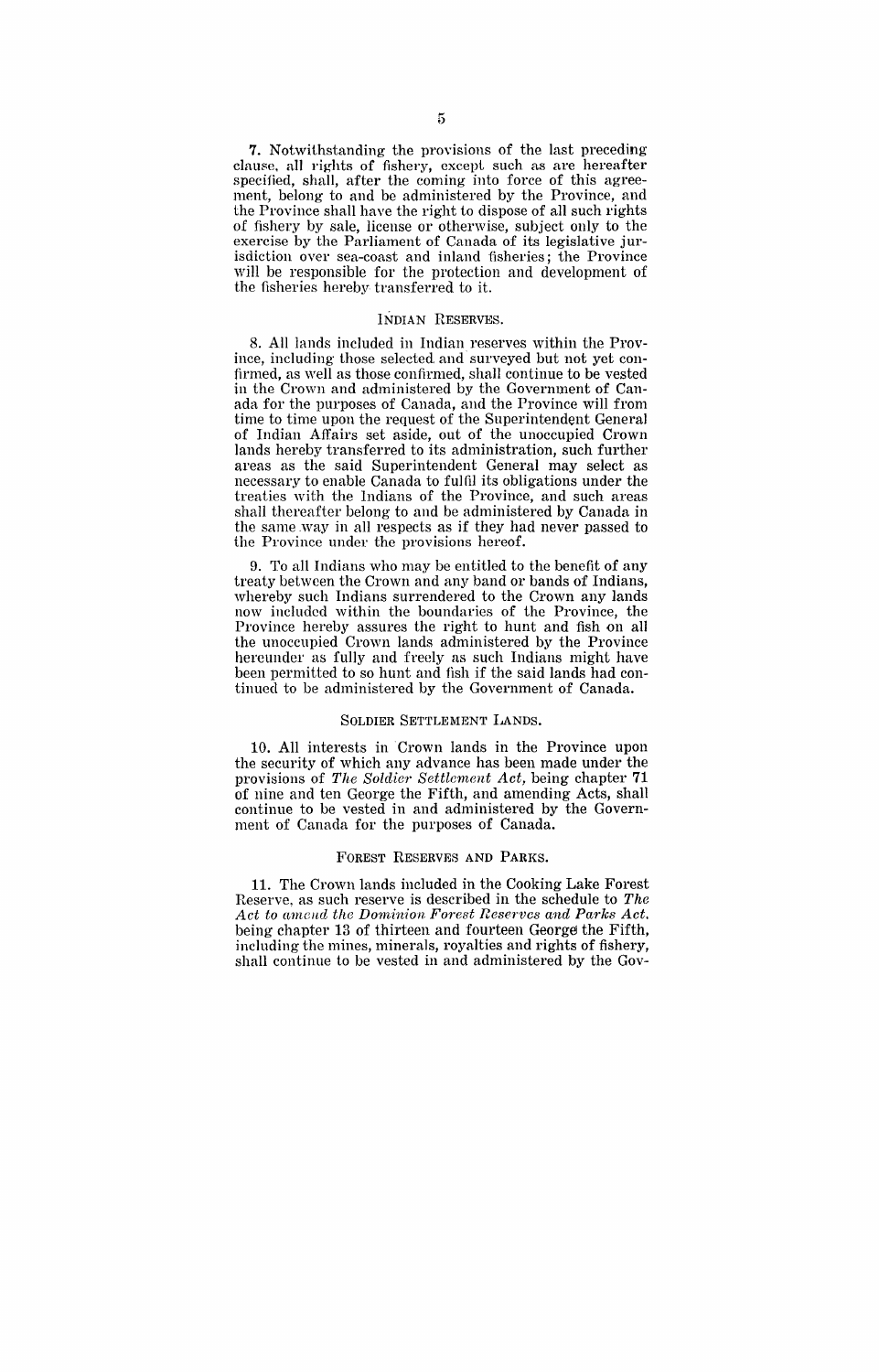**7.** Notwithstanding the provisions of the last preceding clause, all rights of fishery, except such as are hereafter specified, shall, after the coming into force of this agreement, belong to and be administered by the Province, and the Province shall have the right to dispose of all such rights of fishery by sale, license or otherwise, subject only to the exercise by the Parliament of Canada of its legislative jurisdiction over sea-coast and inland fisheries; the Province will be responsible for the protection and development of the fisheries hereby transferred to it.

### INDIAN RESERVES.

8. All lands included in Indian reserves within the Province, including those selected and surveyed but not yet confirmed, as well as those confirmed, shall continue to be vested in the Crown and administered by the Government of Canada for the purposes of Canada, and the Province will from time to time upon the request of the Superintendent General of Indian Affairs set aside, out of the unoccupied Crown lands hereby transferred to its administration, such further areas as the said Superintendent General may select as necessary to enable Canada to fulfil its obligations under the treaties with the Indians of the Province, and such areas shall thereafter belong to and be administered by Canada in the same way in all respects as if they had never passed to the Province under the provisions hereof.

9. To all Indians who may be entitled to the benefit of any treaty between the Crown and any band or bands of Indians, whereby such Indians surrendered to the Crown any lands now included within the boundaries of the Province, the Province hereby assures the right to hunt and fish on all the unoccupied Crown lands administered by the Province hereunder as fully and freely as such Indians might have been permitted to so hunt and fish if the said lands had continued to be administered by the Government of Canada.

### SOLDIER SETTLEMENT LANDS.

10. All interests in Crown lands in the Province upon the security of which any advance has been made under the provisions of *The Soldier Settlement Act*, being chapter 71 of nine and ten George the Fifth, and amending Acts, shall continue to be vested in and administered by the Government of Canada for the purposes of Canada.

### FOREST RESERVES AND PARKS.

11. The Crown lands included in the Cooking Lake Forest Reserve, as such reserve is described in the schedule to *The Act to amend the Dominion Forest Reserves and Parks Act*, being chapter 13 of thirteen and fourteen George the Fifth, including the mines, minerals, royalties and rights of fishery, shall continue to be vested in and administered by the Gov-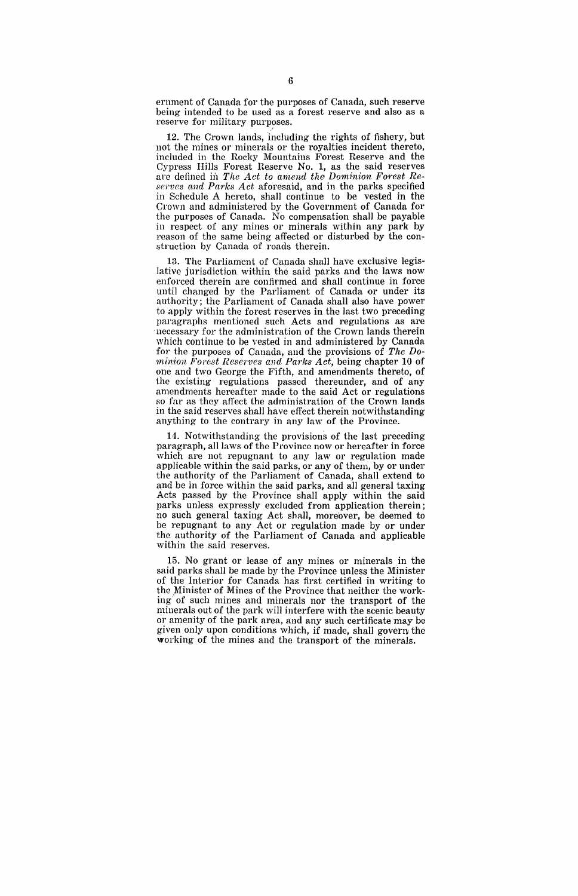ernment of Canada for the purposes of Canada, such reserve being intended to be used as a forest reserve and also as a reserve for military purposes.

12. The Crown lands, including the rights of fishery, but not the mines or minerals or the royalties incident thereto, included in the Rocky Mountains Forest Reserve and the Cypress Hills Forest Reserve No. 1, as the said reserves are defined in *The Act to amend the Dominion Forest Reserves and Parks Act* aforesaid, and in the parks specified in Schedule A hereto, shall continue to be vested in the Crown and administered by the Government of Canada for the purposes of Canada. No compensation shall be payable in respect of any mines or minerals within any park by reason of the same being affected or disturbed by the construction by Canada of roads therein.

13. The Parliament of Canada shall have exclusive legislative jurisdiction within the said parks and the laws now enforced therein are confirmed and shall continue in force until changed by the Parliament of Canada or under its authority; the Parliament of Canada shall also have power to apply within the forest reserves in the last two preceding paragraphs mentioned such Acts and regulations as are necessary for the administration of the Crown lands therein which continue to be vested in and administered by Canada for the purposes of Canada, and the provisions of *The Dominion Forest Reserves and Parks Act*, being chapter 10 of one and two George the Fifth, and amendments thereto, of the existing regulations passed thereunder, and of any amendments hereafter made to the said Act or regulations so far as they affect the administration of the Crown lands in the said reserves shall have effect therein notwithstanding anything to the contrary in any law of the Province.

14. Notwithstanding the provisions of the last preceding paragraph, all laws of the Province now or hereafter in force which are not repugnant to any law or regulation made applicable within the said parks, or any of them, by or under the authority of the Parliament of Canada, shall extend to and be in force within the said parks, and all general taxing Acts passed by the Province shall apply within the said parks unless expressly excluded from application therein; no such general taxing Act shall, moreover, be deemed to be repugnant to any Act or regulation made by or under the authority of the Parliament of Canada and applicable within the said reserves.

15. No grant or lease of any mines or minerals in the said parks shall be made by the Province unless the Minister of the Interior for Canada has first certified in writing to the Minister of Mines of the Province that neither the working of such mines and minerals nor the transport of the minerals out of the park will interfere with the scenic beauty or amenity of the park area, and any such certificate may be given only upon conditions which, if made, shall govern the working of the mines and the transport of the minerals.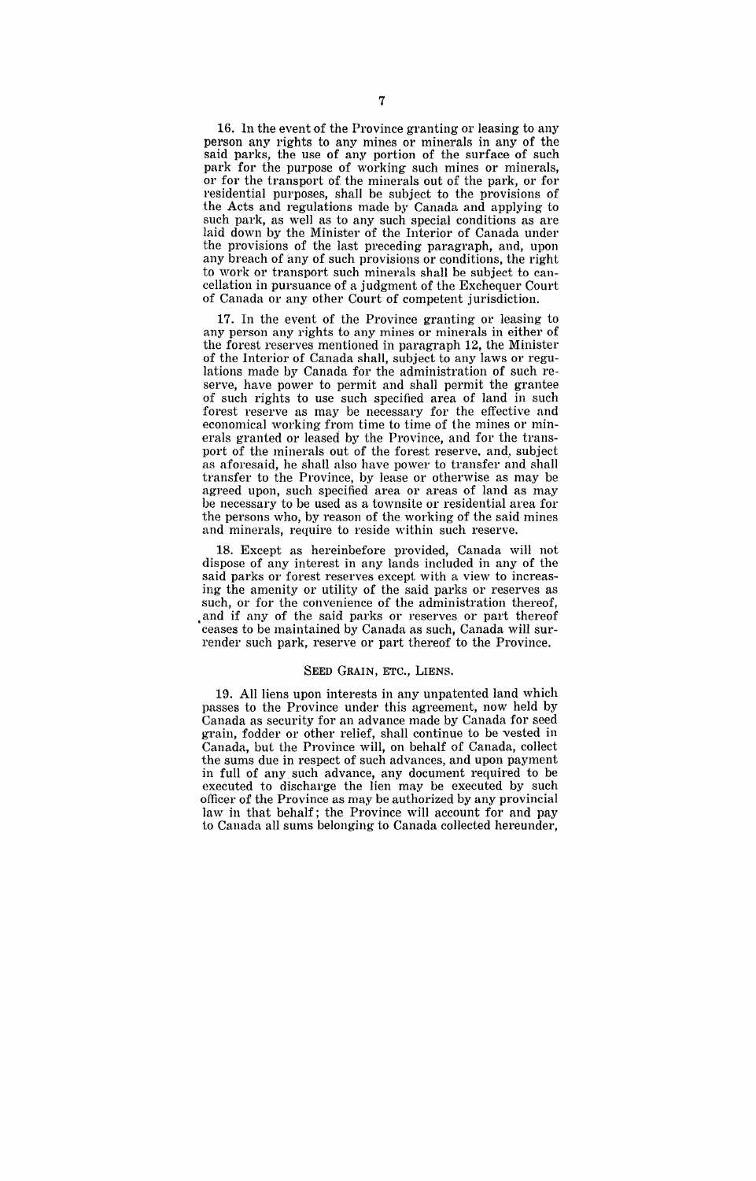16. In the event of the Province granting or leasing to any person any rights to any mines or minerals in any of the said parks, the use of any portion of the surface of such park for the purpose of working such mines or minerals, or for the transport of the minerals out of the park, or for residential purposes, shall be subject to the provisions of the Acts and regulations made by Canada and applying to such park, as well as to any such special conditions as are laid down by the Minister of the Interior of Canada under the provisions of the last preceding paragraph, and, upon any breach of any of such provisions or conditions, the right to work or transport such minerals shall be subject to cancellation in pursuance of a judgment of the Exchequer Court of Canada or any other Court of competent jurisdiction.

17. In the event of the Province granting or leasing to any person any rights to any mines or minerals in either of the forest reserves mentioned in paragraph 12, the Minister of the Interior of Canada shall, subject to any laws or regulations made by Canada for the administration of such reserve, have power to permit and shall permit the grantee of such rights to use such specified area of land in such forest reserve as may be necessary for the effective and economical working from time to time of the mines or minerals granted or leased by the Province, and for the transport of the minerals out of the forest reserve, and, subject as aforesaid, he shall also have power to transfer and shall transfer to the Province, by lease or otherwise as may be agreed upon, such specified area or areas of land as may be necessary to be used as a townsite or residential area for the persons who, by reason of the working of the said mines and minerals, require to reside within such reserve.

18. Except as hereinbefore provided, Canada will not dispose of any interest in any lands included in any of the said parks or forest reserves except with a view to increasing the amenity or utility of the said parks or reserves as such, or for the convenience of the administration thereof, and if any of the said parks or reserves or part thereof ceases to be maintained by Canada as such, Canada will surrender such park, reserve or part thereof to the Province.

## SEED GRAIN, ETC., LIENS.

19. All liens upon interests in any unpatented land which passes to the Province under this agreement, now held by Canada as security for an advance made by Canada for seed grain, fodder or other relief, shall continue to be vested in Canada, but the Province will, on behalf of Canada, collect the sums due in respect of such advances, and upon payment in full of any such advance, any document required to be executed to discharge the lien may be executed by such officer of the Province as may be authorized by any provincial law in that behalf; the Province will account for and pay to Canada all sums belonging to Canada collected hereunder,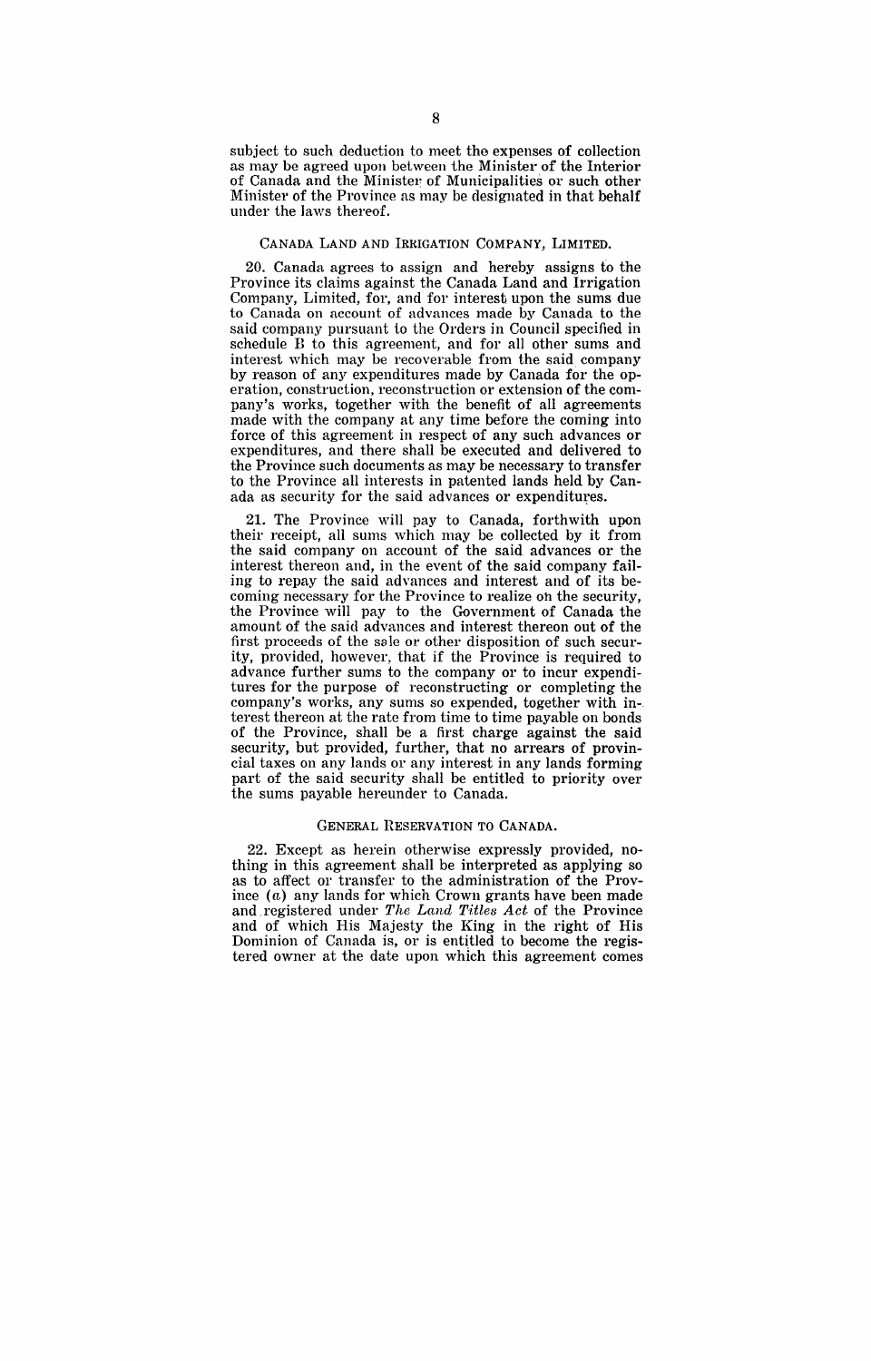subject to such deduction to meet the expenses of collection as may be agreed upon between the Minister of the Interior of Canada and the Minister of Municipalities or such other Minister of the Province as may be designated in that behalf under the laws thereof.

### CANADA LAND AND IRRIGATION COMPANY, LIMITED.

20. Canada agrees to assign and hereby assigns to the Province its claims against the Canada Land and Irrigation Company, Limited, for, and for interest upon the sums due to Canada on account of advances made by Canada to the said company pursuant to the Orders in Council specified in schedule B to this agreement, and for all other sums and interest which may be recoverable from the said company by reason of any expenditures made by Canada for the operation, construction, reconstruction or extension of the company's works, together with the benefit of all agreements made with the company at any time before the coming into force of this agreement in respect of any such advances or expenditures, and there shall be executed and delivered to the Province such documents as may be necessary to transfer to the Province all interests in patented lands held by Canada as security for the said advances or expenditures.

21. The Province will pay to Canada, forthwith upon their receipt, all sums which may be collected by it from the said company on account of the said advances or the interest thereon and, in the event of the said company failing to repay the said advances and interest and of its becoming necessary for the Province to realize on the security, the Province will pay to the Government of Canada the amount of the said advances and interest thereon out of the first proceeds of the sale or other disposition of such security, provided, however, that if the Province is required to advance further sums to the company or to incur expenditures for the purpose of reconstructing or completing the company's works, any sums so expended, together with interest thereon at the rate from time to time payable on bonds of the Province, shall be a first charge against the said security, but provided, further, that no arrears of provincial taxes on any lands or any interest in any lands forming part of the said security shall be entitled to priority over the sums payable hereunder to Canada.

### GENERAL RESERVATION TO CANADA.

22. Except as herein otherwise expressly provided, nothing in this agreement shall be interpreted as applying so as to affect or transfer to the administration of the Province (*a*) any lands for which Crown grants have been made and registered under *The Land Titles Act* of the Province and of which His Majesty the King in the right of His Dominion of Canada is, or is entitled to become the registered owner at the date upon which this agreement comes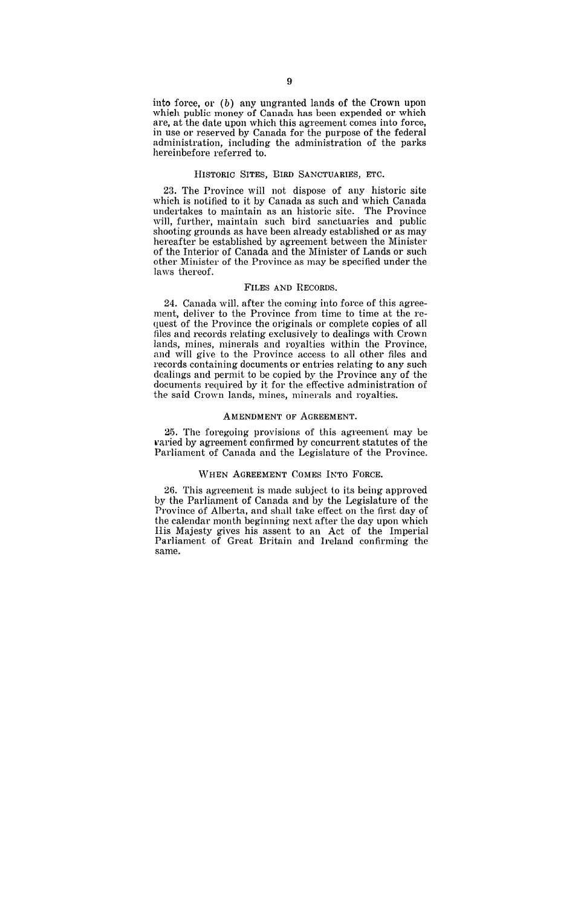into force, or (*b*) any ungranted lands of the Crown upon which public money of Canada has been expended or which are, at the date upon which this agreement comes into force, in use or reserved by Canada for the purpose of the federal administration, including the administration of the parks hereinbefore referred to.

### HISTORIC SITES, BIRD SANCTUARIES, ETC.

23. The Province will not dispose of any historic site which is notified to it by Canada as such and which Canada undertakes to maintain as an historic site. The Province will, further, maintain such bird sanctuaries and public shooting grounds as have been already established or as may hereafter be established by agreement between the Minister of the Interior of Canada and the Minister of Lands or such other Minister of the Province as may be specified under the laws thereof.

### FILES AND RECORDS.

24. Canada will, after the coming into force of this agreement, deliver to the Province from time to time at the request of the Province the originals or complete copies of all files and records relating exclusively to dealings with Crown lands, mines, minerals and royalties within the Province, and will give to the Province access to all other files and records containing documents or entries relating to any such dealings and permit to be copied by the Province any of the documents required by it for the effective administration of the said Crown lands, mines, minerals and royalties.

### AMENDMENT OF AGREEMENT.

25. The foregoing provisions of this agreement may be varied by agreement confirmed by concurrent statutes of the Parliament of Canada and the Legislature of the Province.

### WHEN AGREEMENT COMES INTO FORCE.

26. This agreement is made subject to its being approved by the Parliament of Canada and by the Legislature of the Province of Alberta, and shall take effect on the first day of the calendar month beginning next after the day upon which His Majesty gives his assent to an Act of the Imperial Parliament of Great Britain and Ireland confirming the same.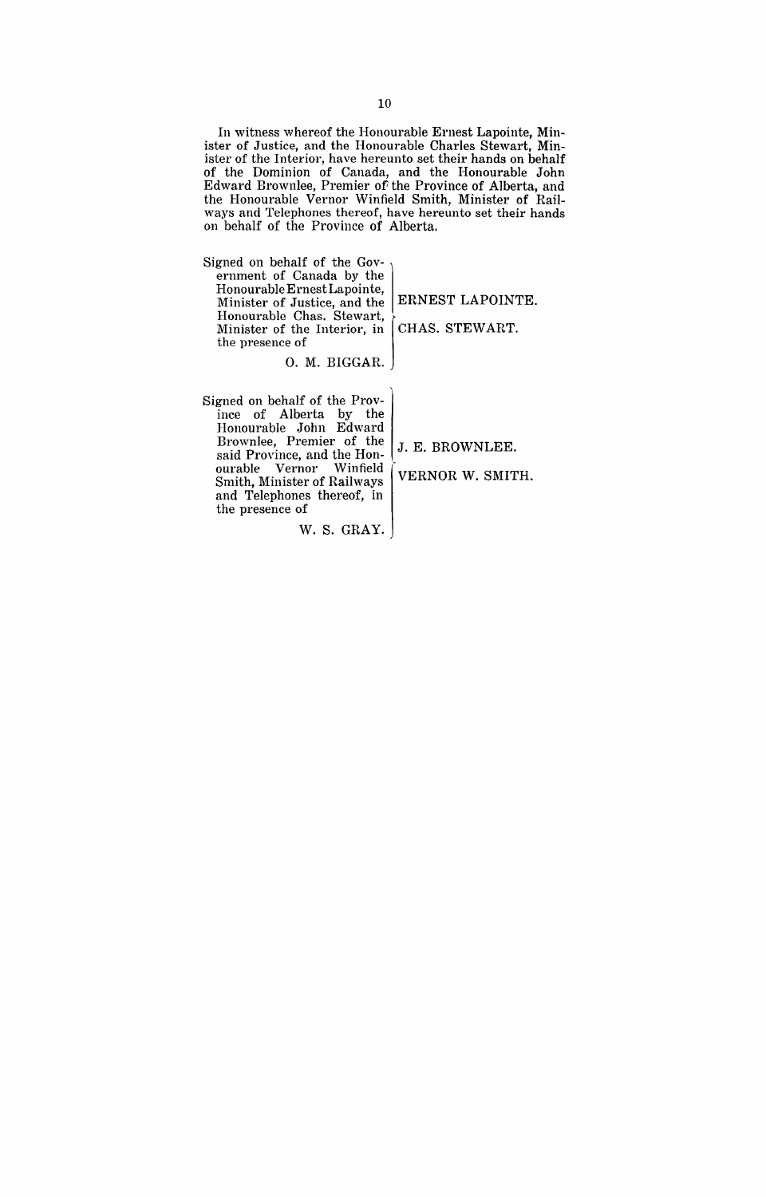In witness whereof the Honourable Ernest Lapointe, Minister of Justice, and the Honourable Charles Stewart, Minister of the Interior, have hereunto set their hands on behalf of the Dominion of Canada, and the Honourable John Edward Brownlee, Premier of the Province of Alberta, and the Honourable Vernor Winfield Smith, Minister of Railways and Telephones thereof, have hereunto set their hands on behalf of the Province of Alberta.

| | |
|---|---|
| Signed on behalf of the Government of Canada by the Honourable Ernest Lapointe, Minister of Justice, and the Honourable Chas. Stewart, Minister of the Interior, in the presence of<br>O. M. BIGGAR. | ERNEST LAPOINTE.<br>CHAS. STEWART. |
| Signed on behalf of the Province of Alberta by the Honourable John Edward Brownlee, Premier of the said Province, and the Honourable Vernor Winfield Smith, Minister of Railways and Telephones thereof, in the presence of<br>W. S. GRAY. | J. E. BROWNLEE.<br>VERNOR W. SMITH. |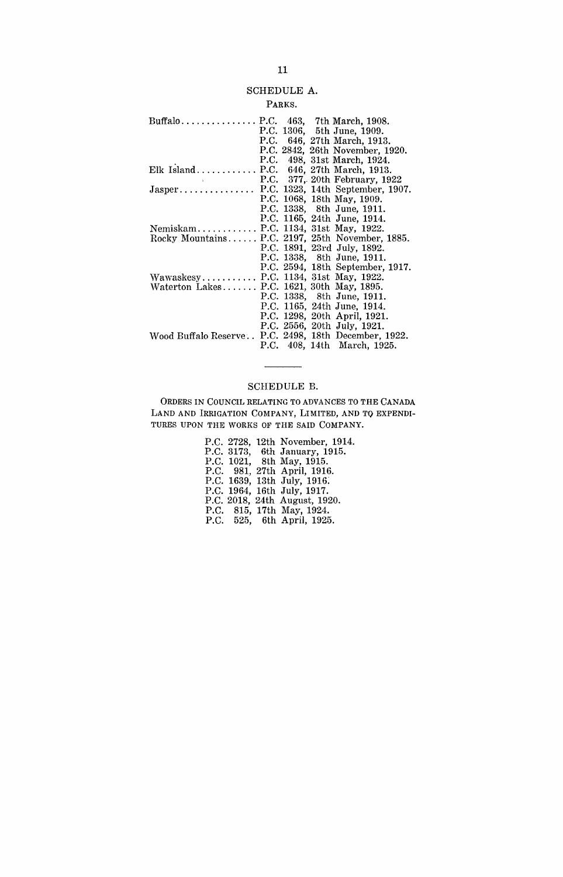## SCHEDULE A.

### PARKS.

| | |
|---|---|
| Buffalo | P.C. 463, 7th March, 1908. |
| | P.C. 1306, 5th June, 1909. |
| | P.C. 646, 27th March, 1913. |
| | P.C. 2842, 26th November, 1920. |
| | P.C. 498, 31st March, 1924. |
| Elk Island | P.C. 646, 27th March, 1913. |
| | P.C. 377, 20th February, 1922 |
| Jasper | P.C. 1323, 14th September, 1907. |
| | P.C. 1068, 18th May, 1909. |
| | P.C. 1338, 8th June, 1911. |
| | P.C. 1165, 24th June, 1914. |
| Nemiskam | P.C. 1134, 31st May, 1922. |
| Rocky Mountains | P.C. 2197, 25th November, 1885. |
| | P.C. 1891, 23rd July, 1892. |
| | P.C. 1338, 8th June, 1911. |
| | P.C. 2594, 18th September, 1917. |
| Wawaskesy | P.C. 1134, 31st May, 1922. |
| Waterton Lakes | P.C. 1621, 30th May, 1895. |
| | P.C. 1338, 8th June, 1911. |
| | P.C. 1165, 24th June, 1914. |
| | P.C. 1298, 20th April, 1921. |
| | P.C. 2556, 20th July, 1921. |
| Wood Buffalo Reserve | P.C. 2498, 18th December, 1922. |
| | P.C. 408, 14th March, 1925. |

---

## SCHEDULE B.

ORDERS IN COUNCIL RELATING TO ADVANCES TO THE CANADA LAND AND IRRIGATION COMPANY, LIMITED, AND TO EXPENDITURES UPON THE WORKS OF THE SAID COMPANY.

P.C. 2728, 12th November, 1914.
P.C. 3173, 6th January, 1915.
P.C. 1021, 8th May, 1915.
P.C. 981, 27th April, 1916.
P.C. 1639, 13th July, 1916.
P.C. 1964, 16th July, 1917.
P.C. 2018, 24th August, 1920.
P.C. 815, 17th May, 1924.
P.C. 525, 6th April, 1925.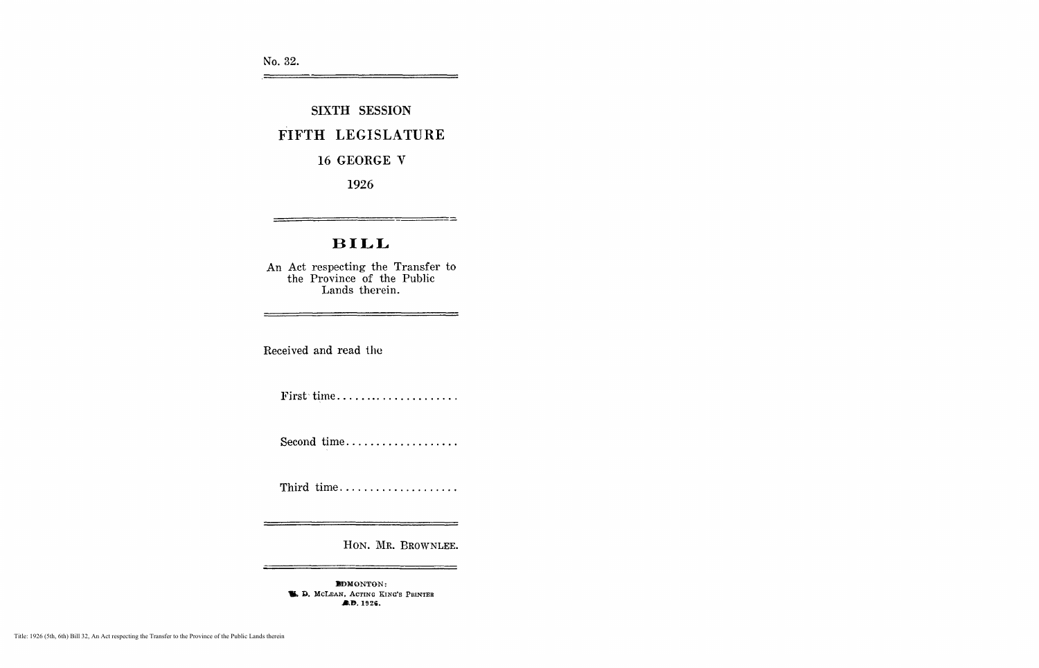No. 32.

## SIXTH SESSION

## FIFTH LEGISLATURE

## 16 GEORGE V

## 1926

# BILL

An Act respecting the Transfer to the Province of the Public Lands therein.

Received and read the

First time....................

Second time..................

Third time...................

HON. MR. BROWNLEE.

EDMONTON:
W. D. MCLEAN, ACTING KING'S PRINTER
A.D. 1926.

Title: 1926 (5th, 6th) Bill 32, An Act respecting the Transfer to the Province of the Public Lands therein